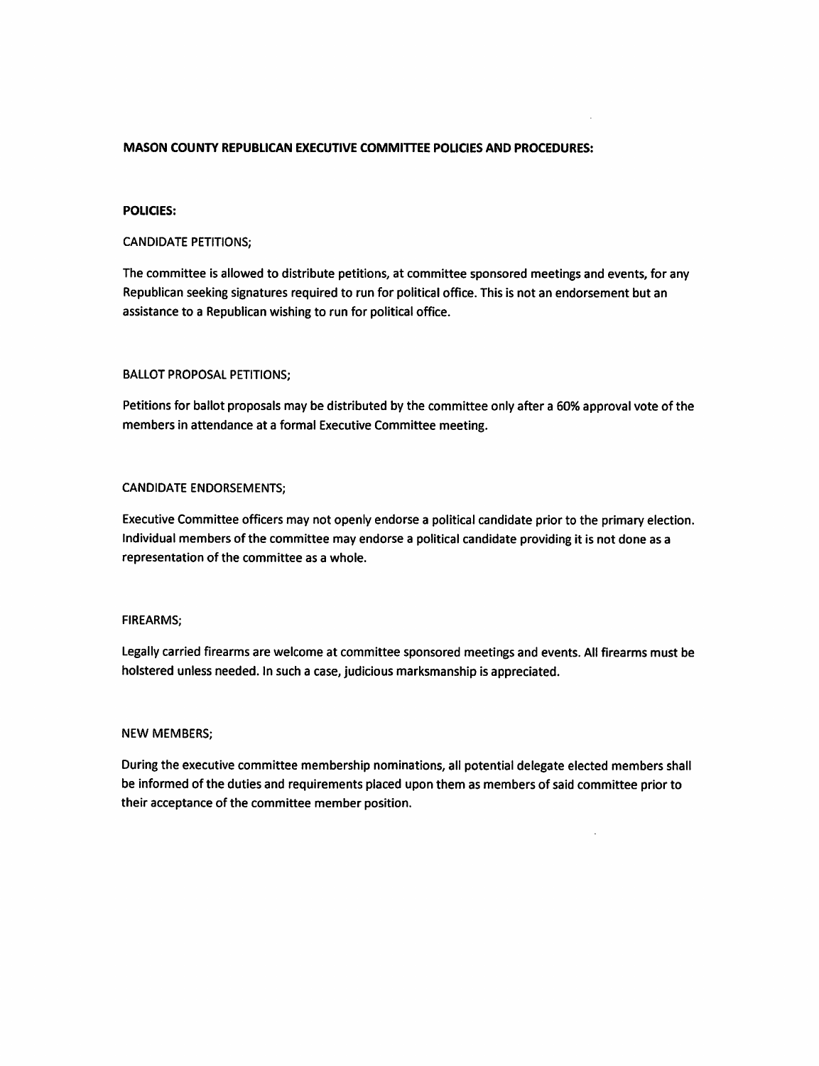**MASON COUNTY REPUBLICAN EXECUTIVE COMMITTEE POLICIES AND PROCEDURES:**

**POLICIES:**

CANDIDATE PETITIONS;

The committee is allowed to distribute petitions, at committee sponsored meetings and events, for any Republican seeking signatures required to run for political office. This is not an endorsement but an assistance to a Republican wishing to run for political office.

BALLOT PROPOSAL PETITIONS;

Petitions for ballot proposals may be distributed by the committee only after a 60% approval vote of the members in attendance at a formal Executive Committee meeting.

CANDIDATE ENDORSEMENTS;

Executive Committee officers may not openly endorse a political candidate prior to the primary election. Individual members of the committee may endorse a political candidate providing it is not done as a representation of the committee as a whole.

FIREARMS;

Legally carried firearms are welcome at committee sponsored meetings and events. All firearms must be holstered unless needed. In such a case, judicious marksmanship is appreciated.

NEW MEMBERS;

During the executive committee membership nominations, all potential delegate elected members shall be informed of the duties and requirements placed upon them as members of said committee prior to their acceptance of the committee member position.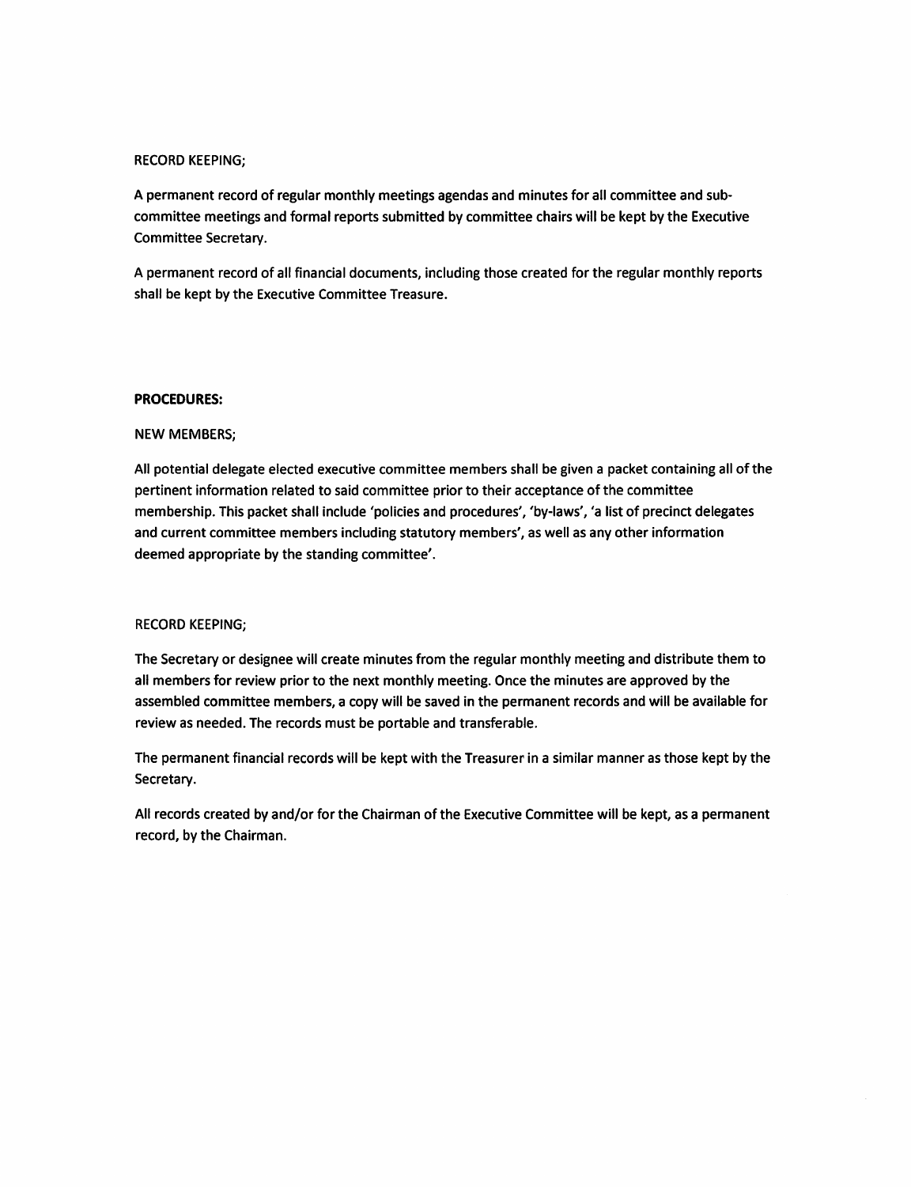RECORD KEEPING;

A permanent record of regular monthly meetings agendas and minutes for all committee and sub-committee meetings and formal reports submitted by committee chairs will be kept by the Executive Committee Secretary.

A permanent record of all financial documents, including those created for the regular monthly reports shall be kept by the Executive Committee Treasure.

**PROCEDURES:**

NEW MEMBERS;

All potential delegate elected executive committee members shall be given a packet containing all of the pertinent information related to said committee prior to their acceptance of the committee membership. This packet shall include 'policies and procedures', 'by-laws', 'a list of precinct delegates and current committee members including statutory members', as well as any other information deemed appropriate by the standing committee'.

RECORD KEEPING;

The Secretary or designee will create minutes from the regular monthly meeting and distribute them to all members for review prior to the next monthly meeting. Once the minutes are approved by the assembled committee members, a copy will be saved in the permanent records and will be available for review as needed. The records must be portable and transferable.

The permanent financial records will be kept with the Treasurer in a similar manner as those kept by the Secretary.

All records created by and/or for the Chairman of the Executive Committee will be kept, as a permanent record, by the Chairman.